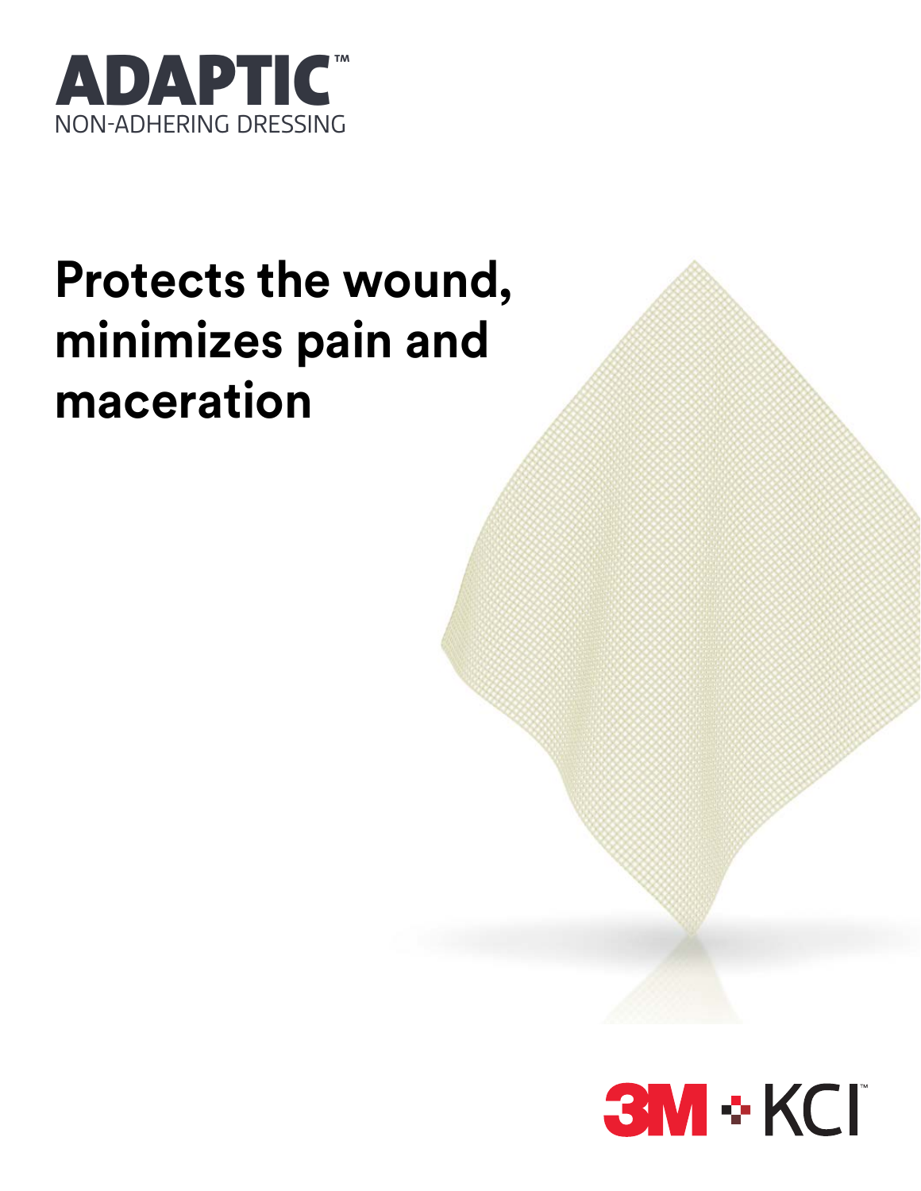# ADAPTIC™

NON-ADHERING DRESSING

## Protects the wound, minimizes pain and maceration

3M + KCI™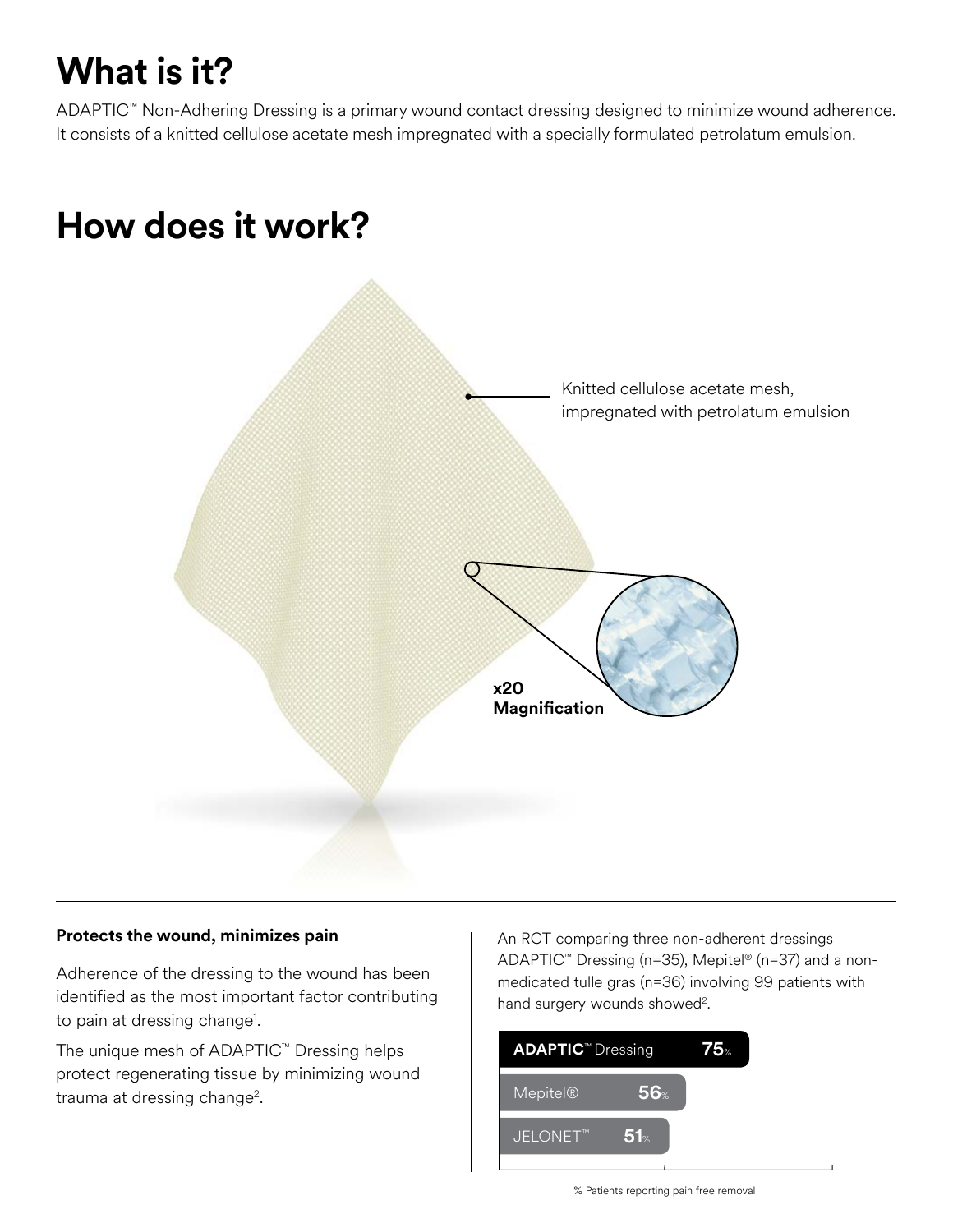# What is it?

ADAPTIC™ Non-Adhering Dressing is a primary wound contact dressing designed to minimize wound adherence. It consists of a knitted cellulose acetate mesh impregnated with a specially formulated petrolatum emulsion.

# How does it work?

Knitted cellulose acetate mesh, impregnated with petrolatum emulsion

**x20 Magnification**

### Protects the wound, minimizes pain

Adherence of the dressing to the wound has been identified as the most important factor contributing to pain at dressing change[1].

The unique mesh of ADAPTIC™ Dressing helps protect regenerating tissue by minimizing wound trauma at dressing change[2].

An RCT comparing three non-adherent dressings ADAPTIC™ Dressing (n=35), Mepitel® (n=37) and a non-medicated tulle gras (n=36) involving 99 patients with hand surgery wounds showed[2].

| Dressing | % Patients reporting pain free removal |
| --- | --- |
| **ADAPTIC™** Dressing | **75%** |
| Mepitel® | **56%** |
| JELONET™ | **51%** |

% Patients reporting pain free removal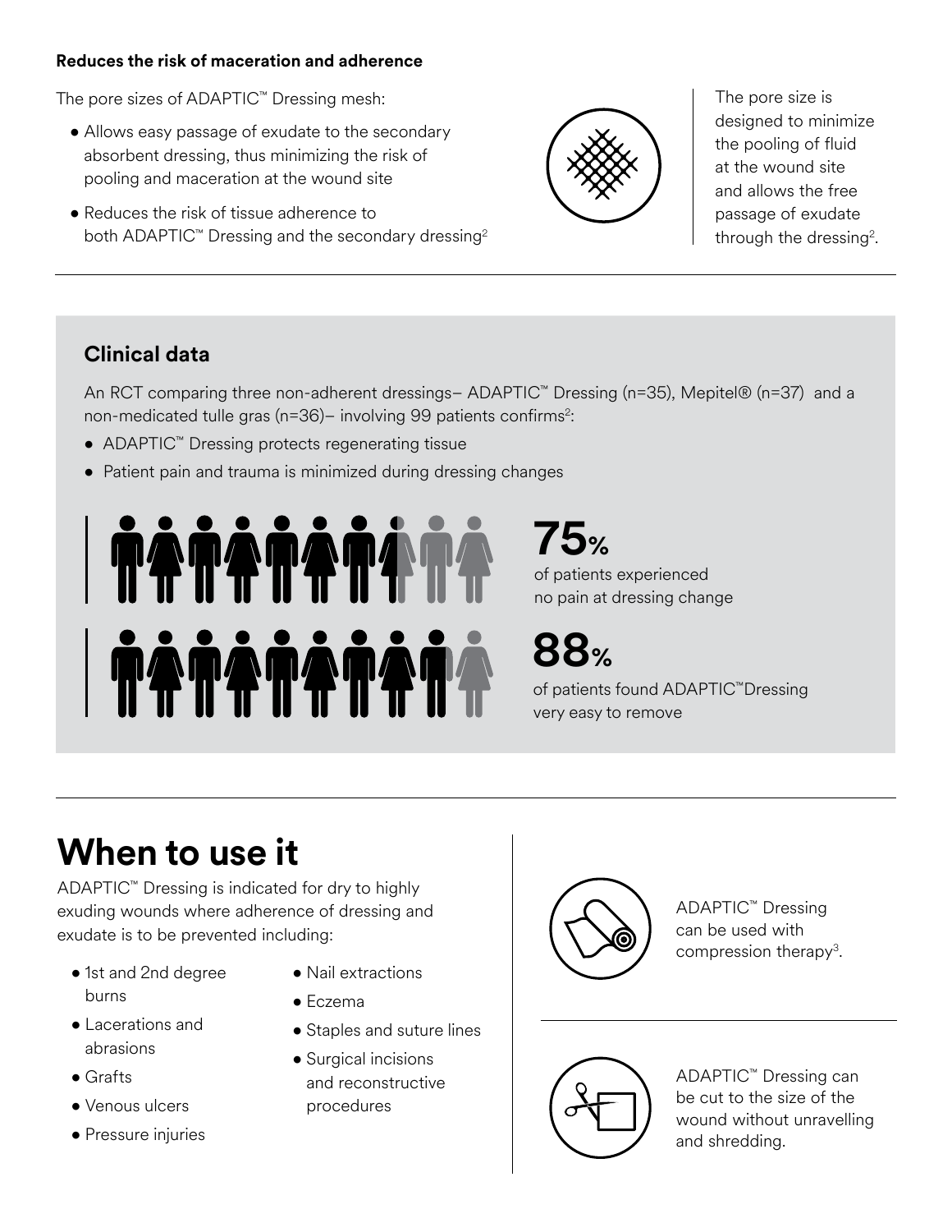**Reduces the risk of maceration and adherence**

The pore sizes of ADAPTIC™ Dressing mesh:

- Allows easy passage of exudate to the secondary absorbent dressing, thus minimizing the risk of pooling and maceration at the wound site
- Reduces the risk of tissue adherence to both ADAPTIC™ Dressing and the secondary dressing[2]

The pore size is designed to minimize the pooling of fluid at the wound site and allows the free passage of exudate through the dressing[2].

## Clinical data

An RCT comparing three non-adherent dressings– ADAPTIC™ Dressing (n=35), Mepitel® (n=37) and a non-medicated tulle gras (n=36)– involving 99 patients confirms[2]:

- ADAPTIC™ Dressing protects regenerating tissue
- Patient pain and trauma is minimized during dressing changes

**75%**
of patients experienced no pain at dressing change

**88%**
of patients found ADAPTIC™Dressing very easy to remove

# When to use it

ADAPTIC™ Dressing is indicated for dry to highly exuding wounds where adherence of dressing and exudate is to be prevented including:

- 1st and 2nd degree burns
- Lacerations and abrasions
- Grafts
- Venous ulcers
- Pressure injuries
- Nail extractions
- Eczema
- Staples and suture lines
- Surgical incisions and reconstructive procedures

ADAPTIC™ Dressing can be used with compression therapy[3].

ADAPTIC™ Dressing can be cut to the size of the wound without unravelling and shredding.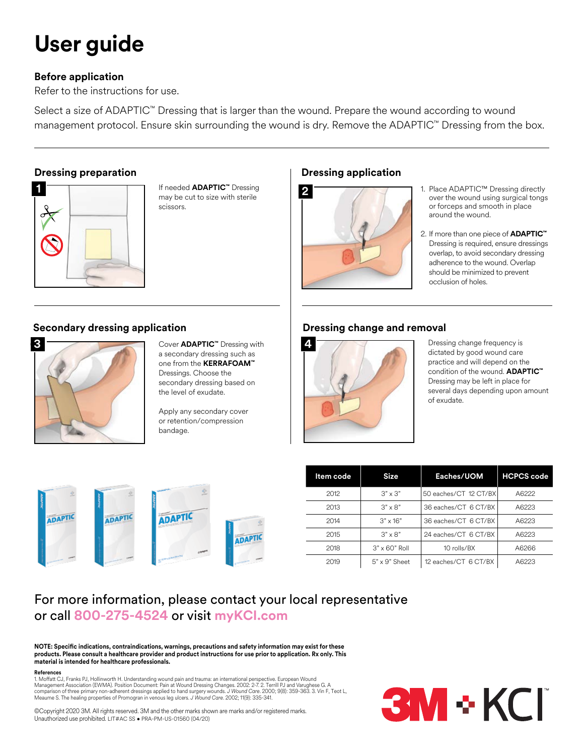# User guide

### Before application

Refer to the instructions for use.

Select a size of ADAPTIC™ Dressing that is larger than the wound. Prepare the wound according to wound management protocol. Ensure skin surrounding the wound is dry. Remove the ADAPTIC™ Dressing from the box.

### Dressing preparation

1

If needed **ADAPTIC™** Dressing may be cut to size with sterile scissors.

### Dressing application

2

1. Place ADAPTIC™ Dressing directly over the wound using surgical tongs or forceps and smooth in place around the wound.
2. If more than one piece of **ADAPTIC™** Dressing is required, ensure dressings overlap, to avoid secondary dressing adherence to the wound. Overlap should be minimized to prevent occlusion of holes.

### Secondary dressing application

3

Cover **ADAPTIC™** Dressing with a secondary dressing such as one from the **KERRAFOAM™** Dressings. Choose the secondary dressing based on the level of exudate.

Apply any secondary cover or retention/compression bandage.

### Dressing change and removal

4

Dressing change frequency is dictated by good wound care practice and will depend on the condition of the wound. **ADAPTIC™** Dressing may be left in place for several days depending upon amount of exudate.

| Item code | Size | Eaches/UOM | HCPCS code |
|---|---|---|---|
| 2012 | 3" x 3" | 50 eaches/CT 12 CT/BX | A6222 |
| 2013 | 3" x 8" | 36 eaches/CT 6 CT/BX | A6223 |
| 2014 | 3" x 16" | 36 eaches/CT 6 CT/BX | A6223 |
| 2015 | 3" x 8" | 24 eaches/CT 6 CT/BX | A6223 |
| 2018 | 3" x 60" Roll | 10 rolls/BX | A6266 |
| 2019 | 5" x 9" Sheet | 12 eaches/CT 6 CT/BX | A6223 |

For more information, please contact your local representative or call 800-275-4524 or visit myKCI.com

**NOTE: Specific indications, contraindications, warnings, precautions and safety information may exist for these products. Please consult a healthcare provider and product instructions for use prior to application. Rx only. This material is intended for healthcare professionals.**

**References**

1. Moffatt CJ, Franks PJ, Hollinworth H. Understanding wound pain and trauma: an international perspective. European Wound Management Association (EWMA). Position Document: Pain at Wound Dressing Changes. 2002: 2-7. 2. Terrill PJ and Varughese G. A comparison of three primary non-adherent dressings applied to hand surgery wounds. *J Wound Care*. 2000; 9(8): 359-363. 3. Vin F, Teot L, Meaume S. The healing properties of Promogran in venous leg ulcers. *J Wound Care*. 2002; 11(9): 335-341.

©Copyright 2020 3M. All rights reserved. 3M and the other marks shown are marks and/or registered marks. Unauthorized use prohibited. LIT#AC SS • PRA-PM-US-01560 (04/20)

3M + KCI™